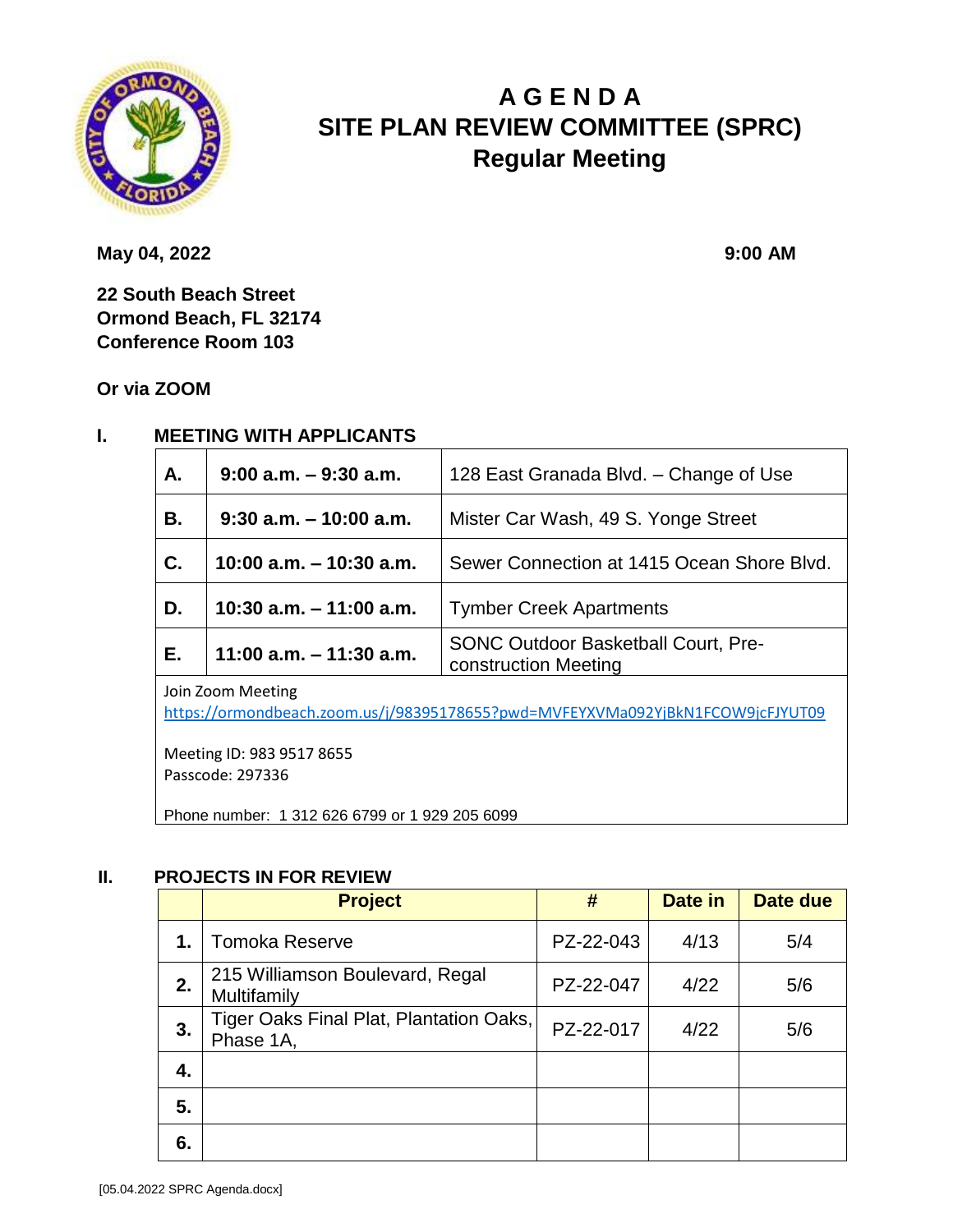# A G E N D A
# SITE PLAN REVIEW COMMITTEE (SPRC)
## Regular Meeting

**May 04, 2022** **9:00 AM**

**22 South Beach Street**
**Ormond Beach, FL 32174**
**Conference Room 103**

**Or via ZOOM**

## I. MEETING WITH APPLICANTS

| | | |
|---|---|---|
| **A.** | **9:00 a.m. – 9:30 a.m.** | 128 East Granada Blvd. – Change of Use |
| **B.** | **9:30 a.m. – 10:00 a.m.** | Mister Car Wash, 49 S. Yonge Street |
| **C.** | **10:00 a.m. – 10:30 a.m.** | Sewer Connection at 1415 Ocean Shore Blvd. |
| **D.** | **10:30 a.m. – 11:00 a.m.** | Tymber Creek Apartments |
| **E.** | **11:00 a.m. – 11:30 a.m.** | SONC Outdoor Basketball Court, Pre-construction Meeting |

Join Zoom Meeting
https://ormondbeach.zoom.us/j/98395178655?pwd=MVFEYXVMa092YjBkN1FCOW9jcFJYUT09

Meeting ID: 983 9517 8655
Passcode: 297336

Phone number: 1 312 626 6799 or 1 929 205 6099

## II. PROJECTS IN FOR REVIEW

| | Project | # | Date in | Date due |
|---|---|---|---|---|
| **1.** | Tomoka Reserve | PZ-22-043 | 4/13 | 5/4 |
| **2.** | 215 Williamson Boulevard, Regal Multifamily | PZ-22-047 | 4/22 | 5/6 |
| **3.** | Tiger Oaks Final Plat, Plantation Oaks, Phase 1A, | PZ-22-017 | 4/22 | 5/6 |
| **4.** | | | | |
| **5.** | | | | |
| **6.** | | | | |

[05.04.2022 SPRC Agenda.docx]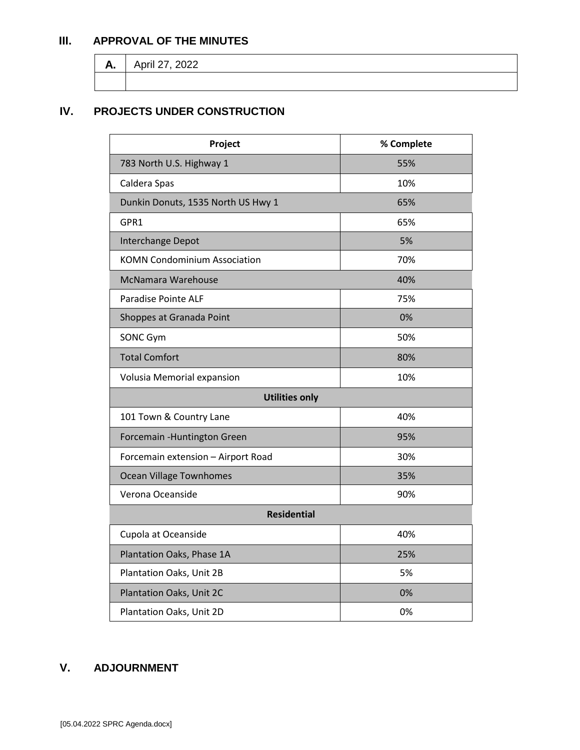## III. APPROVAL OF THE MINUTES

| | |
|---|---|
| **A.** | April 27, 2022 |
| | |

## IV. PROJECTS UNDER CONSTRUCTION

| Project | % Complete |
|---|---|
| 783 North U.S. Highway 1 | 55% |
| Caldera Spas | 10% |
| Dunkin Donuts, 1535 North US Hwy 1 | 65% |
| GPR1 | 65% |
| Interchange Depot | 5% |
| KOMN Condominium Association | 70% |
| McNamara Warehouse | 40% |
| Paradise Pointe ALF | 75% |
| Shoppes at Granada Point | 0% |
| SONC Gym | 50% |
| Total Comfort | 80% |
| Volusia Memorial expansion | 10% |
| **Utilities only** | |
| 101 Town & Country Lane | 40% |
| Forcemain -Huntington Green | 95% |
| Forcemain extension – Airport Road | 30% |
| Ocean Village Townhomes | 35% |
| Verona Oceanside | 90% |
| **Residential** | |
| Cupola at Oceanside | 40% |
| Plantation Oaks, Phase 1A | 25% |
| Plantation Oaks, Unit 2B | 5% |
| Plantation Oaks, Unit 2C | 0% |
| Plantation Oaks, Unit 2D | 0% |

## V. ADJOURNMENT

[05.04.2022 SPRC Agenda.docx]